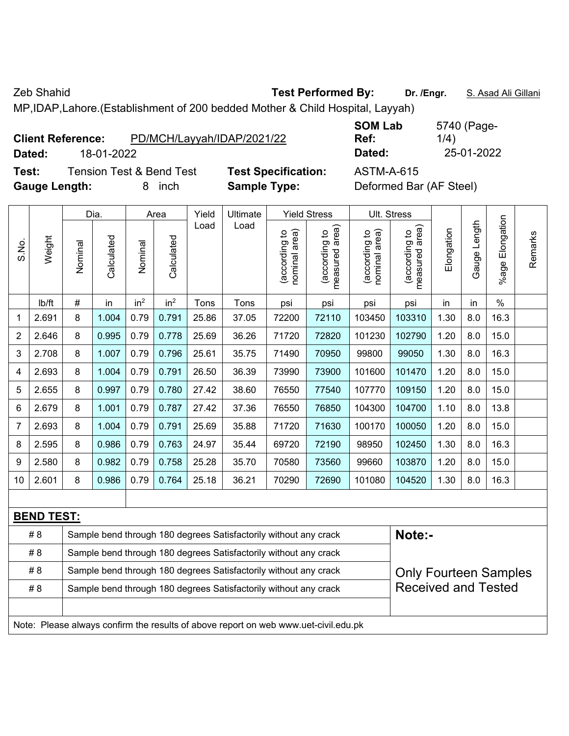Zeb Shahid

MP,IDAP,Lahore.(Establishment of 200 bedded Mother & Child Hospital, Layyah)

**Test Performed By:** Dr. /Engr. S. Asad Ali Gillani

**Client Reference:** PD/MCH/Layyah/IDAP/2021/22

**Dated:** 18-01-2022

**SOM Lab Ref:** 5740 (Page-1/4)

**Dated:** 25-01-2022

**Test:** Tension Test & Bend Test

**Test Specification:** ASTM-A-615

**Gauge Length:** 8 inch

**Sample Type:** Deformed Bar (AF Steel)

| S.No. | Weight | Dia. | | Area | | Yield Load | Ultimate Load | Yield Stress | | Ult. Stress | | Elongation | Gauge Length | %age Elongation | Remarks |
|---|---|---|---|---|---|---|---|---|---|---|---|---|---|---|---|
| | | Nominal | Calculated | Nominal | Calculated | | | (according to nominal area) | (according to measured area) | (according to nominal area) | (according to measured area) | | | | |
| | lb/ft | # | in | in$^2$ | in$^2$ | Tons | Tons | psi | psi | psi | psi | in | in | % | |
| 1 | 2.691 | 8 | 1.004 | 0.79 | 0.791 | 25.86 | 37.05 | 72200 | 72110 | 103450 | 103310 | 1.30 | 8.0 | 16.3 | |
| 2 | 2.646 | 8 | 0.995 | 0.79 | 0.778 | 25.69 | 36.26 | 71720 | 72820 | 101230 | 102790 | 1.20 | 8.0 | 15.0 | |
| 3 | 2.708 | 8 | 1.007 | 0.79 | 0.796 | 25.61 | 35.75 | 71490 | 70950 | 99800 | 99050 | 1.30 | 8.0 | 16.3 | |
| 4 | 2.693 | 8 | 1.004 | 0.79 | 0.791 | 26.50 | 36.39 | 73990 | 73900 | 101600 | 101470 | 1.20 | 8.0 | 15.0 | |
| 5 | 2.655 | 8 | 0.997 | 0.79 | 0.780 | 27.42 | 38.60 | 76550 | 77540 | 107770 | 109150 | 1.20 | 8.0 | 15.0 | |
| 6 | 2.679 | 8 | 1.001 | 0.79 | 0.787 | 27.42 | 37.36 | 76550 | 76850 | 104300 | 104700 | 1.10 | 8.0 | 13.8 | |
| 7 | 2.693 | 8 | 1.004 | 0.79 | 0.791 | 25.69 | 35.88 | 71720 | 71630 | 100170 | 100050 | 1.20 | 8.0 | 15.0 | |
| 8 | 2.595 | 8 | 0.986 | 0.79 | 0.763 | 24.97 | 35.44 | 69720 | 72190 | 98950 | 102450 | 1.30 | 8.0 | 16.3 | |
| 9 | 2.580 | 8 | 0.982 | 0.79 | 0.758 | 25.28 | 35.70 | 70580 | 73560 | 99660 | 103870 | 1.20 | 8.0 | 15.0 | |
| 10 | 2.601 | 8 | 0.986 | 0.79 | 0.764 | 25.18 | 36.21 | 70290 | 72690 | 101080 | 104520 | 1.30 | 8.0 | 16.3 | |

**BEND TEST:**

| | |
|---|---|
| # 8 | Sample bend through 180 degrees Satisfactorily without any crack |
| # 8 | Sample bend through 180 degrees Satisfactorily without any crack |
| # 8 | Sample bend through 180 degrees Satisfactorily without any crack |
| # 8 | Sample bend through 180 degrees Satisfactorily without any crack |

**Note:-**

Only Fourteen Samples Received and Tested

Note: Please always confirm the results of above report on web www.uet-civil.edu.pk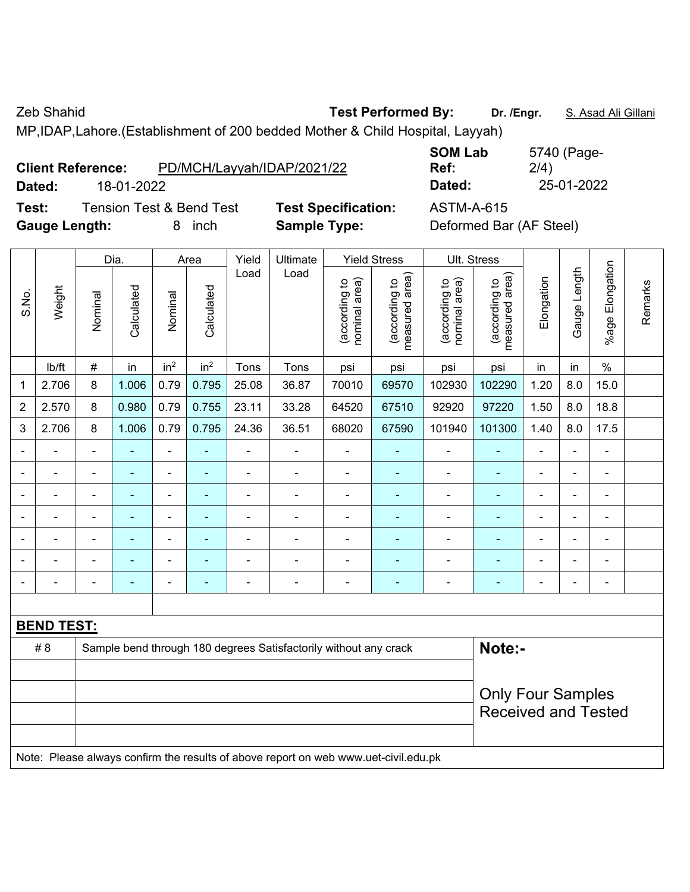Zeb Shahid **Test Performed By:** **Dr. /Engr.** S. Asad Ali Gillani

MP,IDAP,Lahore.(Establishment of 200 bedded Mother & Child Hospital, Layyah)

**Client Reference:** PD/MCH/Layyah/IDAP/2021/22 **SOM Lab Ref:** 5740 (Page-2/4)

**Dated:** 18-01-2022 **Dated:** 25-01-2022

**Test:** Tension Test & Bend Test **Test Specification:** ASTM-A-615

**Gauge Length:** 8 inch **Sample Type:** Deformed Bar (AF Steel)

| S.No. | Weight | Dia. | | Area | | Yield Load | Ultimate Load | Yield Stress | | Ult. Stress | | Elongation | Gauge Length | %age Elongation | Remarks |
|---|---|---|---|---|---|---|---|---|---|---|---|---|---|---|---|
| | | Nominal | Calculated | Nominal | Calculated | | | (according to nominal area) | (according to measured area) | (according to nominal area) | (according to measured area) | | | | |
| | lb/ft | # | in | in$^2$ | in$^2$ | Tons | Tons | psi | psi | psi | psi | in | in | % | |
| 1 | 2.706 | 8 | 1.006 | 0.79 | 0.795 | 25.08 | 36.87 | 70010 | 69570 | 102930 | 102290 | 1.20 | 8.0 | 15.0 | |
| 2 | 2.570 | 8 | 0.980 | 0.79 | 0.755 | 23.11 | 33.28 | 64520 | 67510 | 92920 | 97220 | 1.50 | 8.0 | 18.8 | |
| 3 | 2.706 | 8 | 1.006 | 0.79 | 0.795 | 24.36 | 36.51 | 68020 | 67590 | 101940 | 101300 | 1.40 | 8.0 | 17.5 | |
| - | - | - | - | - | - | - | - | - | - | - | - | - | - | - | |
| - | - | - | - | - | - | - | - | - | - | - | - | - | - | - | |
| - | - | - | - | - | - | - | - | - | - | - | - | - | - | - | |
| - | - | - | - | - | - | - | - | - | - | - | - | - | - | - | |
| - | - | - | - | - | - | - | - | - | - | - | - | - | - | - | |
| - | - | - | - | - | - | - | - | - | - | - | - | - | - | - | |
| - | - | - | - | - | - | - | - | - | - | - | - | - | - | - | |

**BEND TEST:**

| | | |
|---|---|---|
| # 8 | Sample bend through 180 degrees Satisfactorily without any crack | **Note:-** |
| | | Only Four Samples Received and Tested |

Note: Please always confirm the results of above report on web www.uet-civil.edu.pk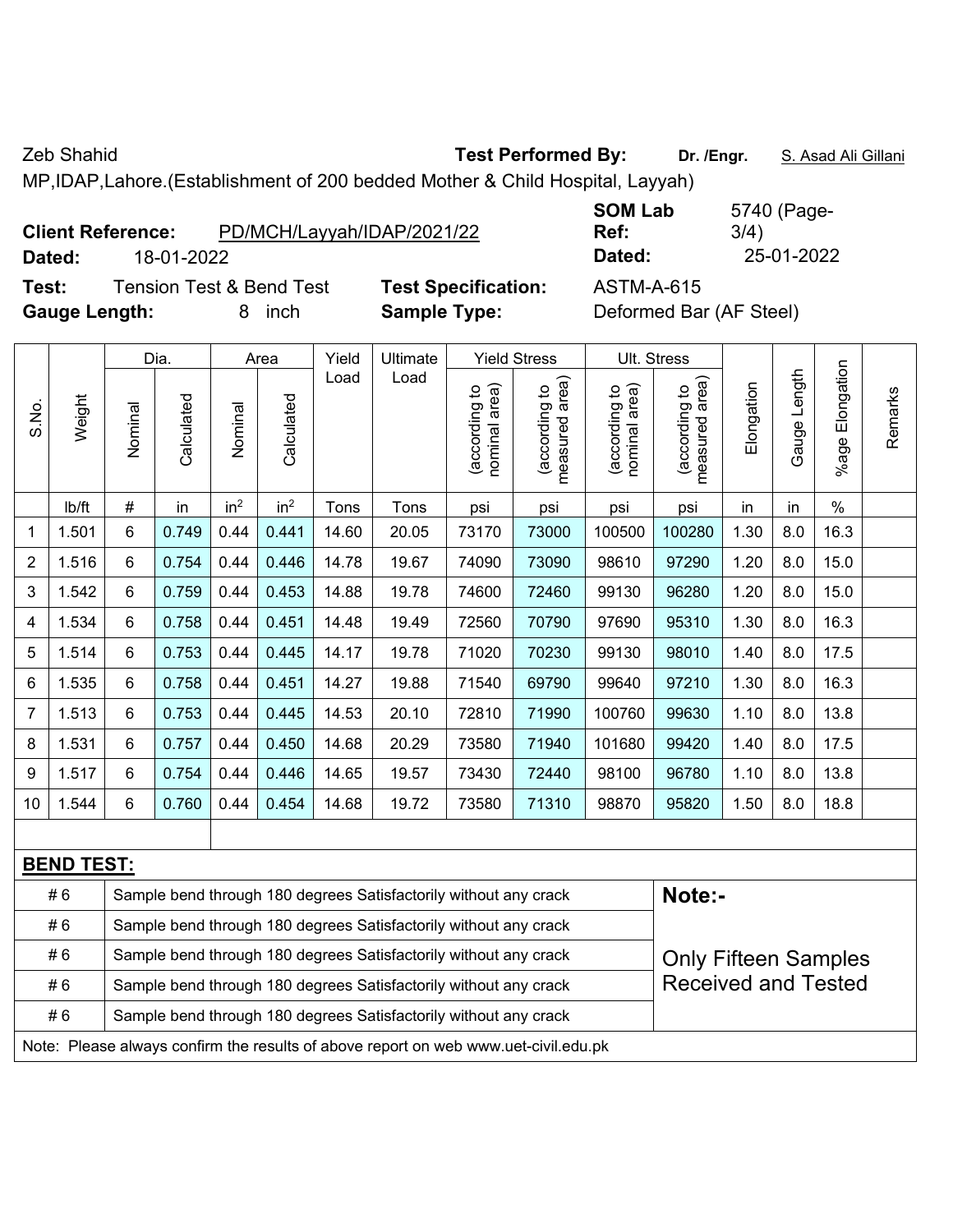Zeb Shahid

MP,IDAP,Lahore.(Establishment of 200 bedded Mother & Child Hospital, Layyah)

**Test Performed By:** Dr. /Engr. S. Asad Ali Gillani

**Client Reference:** PD/MCH/Layyah/IDAP/2021/22

**Dated:** 18-01-2022

**SOM Lab Ref:** 5740 (Page-3/4)

**Dated:** 25-01-2022

**Test:** Tension Test & Bend Test

**Test Specification:** ASTM-A-615

**Gauge Length:** 8 inch

**Sample Type:** Deformed Bar (AF Steel)

| S.No. | Weight | Dia. | | Area | | Yield Load | Ultimate Load | Yield Stress | | Ult. Stress | | Elongation | Gauge Length | %age Elongation | Remarks |
|---|---|---|---|---|---|---|---|---|---|---|---|---|---|---|---|
| | | Nominal | Calculated | Nominal | Calculated | | | (according to nominal area) | (according to measured area) | (according to nominal area) | (according to measured area) | | | | |
| | lb/ft | # | in | in² | in² | Tons | Tons | psi | psi | psi | psi | in | in | % | |
| 1 | 1.501 | 6 | 0.749 | 0.44 | 0.441 | 14.60 | 20.05 | 73170 | 73000 | 100500 | 100280 | 1.30 | 8.0 | 16.3 | |
| 2 | 1.516 | 6 | 0.754 | 0.44 | 0.446 | 14.78 | 19.67 | 74090 | 73090 | 98610 | 97290 | 1.20 | 8.0 | 15.0 | |
| 3 | 1.542 | 6 | 0.759 | 0.44 | 0.453 | 14.88 | 19.78 | 74600 | 72460 | 99130 | 96280 | 1.20 | 8.0 | 15.0 | |
| 4 | 1.534 | 6 | 0.758 | 0.44 | 0.451 | 14.48 | 19.49 | 72560 | 70790 | 97690 | 95310 | 1.30 | 8.0 | 16.3 | |
| 5 | 1.514 | 6 | 0.753 | 0.44 | 0.445 | 14.17 | 19.78 | 71020 | 70230 | 99130 | 98010 | 1.40 | 8.0 | 17.5 | |
| 6 | 1.535 | 6 | 0.758 | 0.44 | 0.451 | 14.27 | 19.88 | 71540 | 69790 | 99640 | 97210 | 1.30 | 8.0 | 16.3 | |
| 7 | 1.513 | 6 | 0.753 | 0.44 | 0.445 | 14.53 | 20.10 | 72810 | 71990 | 100760 | 99630 | 1.10 | 8.0 | 13.8 | |
| 8 | 1.531 | 6 | 0.757 | 0.44 | 0.450 | 14.68 | 20.29 | 73580 | 71940 | 101680 | 99420 | 1.40 | 8.0 | 17.5 | |
| 9 | 1.517 | 6 | 0.754 | 0.44 | 0.446 | 14.65 | 19.57 | 73430 | 72440 | 98100 | 96780 | 1.10 | 8.0 | 13.8 | |
| 10 | 1.544 | 6 | 0.760 | 0.44 | 0.454 | 14.68 | 19.72 | 73580 | 71310 | 98870 | 95820 | 1.50 | 8.0 | 18.8 | |

**BEND TEST:**

| Bar # | Result | Note |
|---|---|---|
| # 6 | Sample bend through 180 degrees Satisfactorily without any crack | **Note:-** |
| # 6 | Sample bend through 180 degrees Satisfactorily without any crack | Only Fifteen Samples Received and Tested |
| # 6 | Sample bend through 180 degrees Satisfactorily without any crack | |
| # 6 | Sample bend through 180 degrees Satisfactorily without any crack | |
| # 6 | Sample bend through 180 degrees Satisfactorily without any crack | |

Note: Please always confirm the results of above report on web www.uet-civil.edu.pk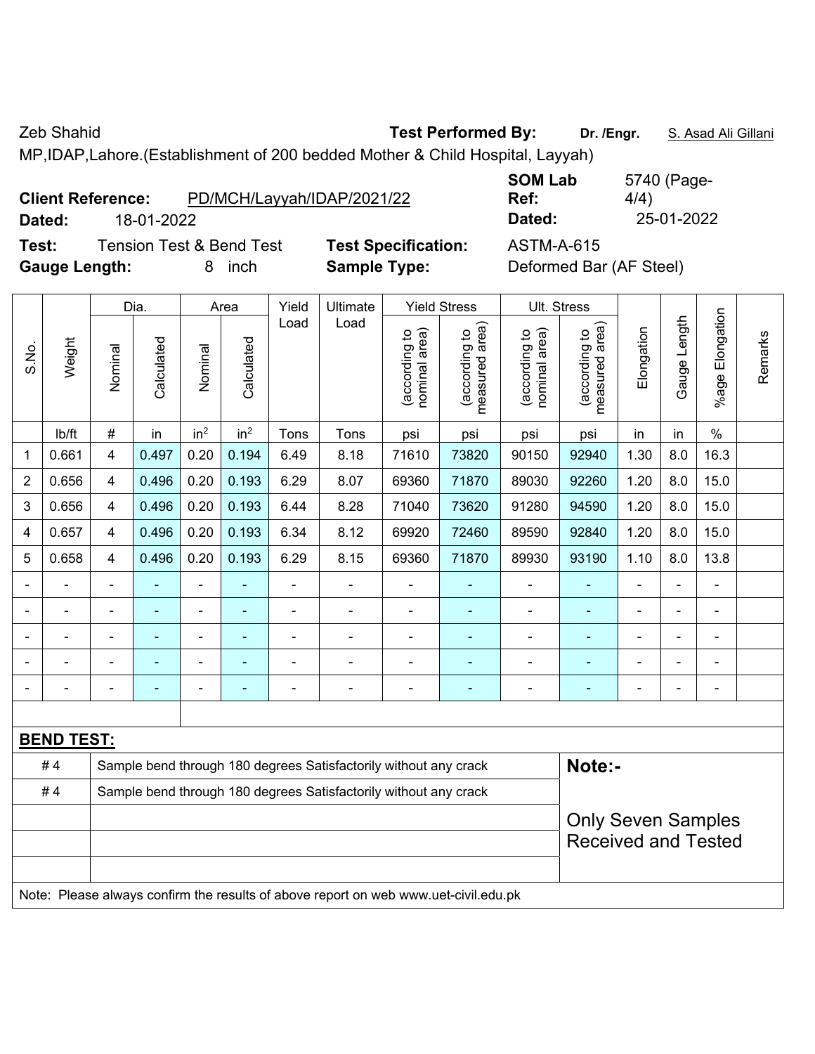Zeb Shahid

MP,IDAP,Lahore.(Establishment of 200 bedded Mother & Child Hospital, Layyah)

**Test Performed By:** Dr. /Engr. S. Asad Ali Gillani

**Client Reference:** PD/MCH/Layyah/IDAP/2021/22

**Dated:** 18-01-2022

**SOM Lab Ref:** 5740 (Page-4/4)

**Dated:** 25-01-2022

**Test:** Tension Test & Bend Test

**Test Specification:** ASTM-A-615

**Gauge Length:** 8 inch

**Sample Type:** Deformed Bar (AF Steel)

| S.No. | Weight | Dia. | | Area | | Yield Load | Ultimate Load | Yield Stress | | Ult. Stress | | Elongation | Gauge Length | %age Elongation | Remarks |
|---|---|---|---|---|---|---|---|---|---|---|---|---|---|---|---|
| | | Nominal | Calculated | Nominal | Calculated | | | (according to nominal area) | (according to measured area) | (according to nominal area) | (according to measured area) | | | | |
| | lb/ft | # | in | $in^2$ | $in^2$ | Tons | Tons | psi | psi | psi | psi | in | in | % | |
| 1 | 0.661 | 4 | 0.497 | 0.20 | 0.194 | 6.49 | 8.18 | 71610 | 73820 | 90150 | 92940 | 1.30 | 8.0 | 16.3 | |
| 2 | 0.656 | 4 | 0.496 | 0.20 | 0.193 | 6.29 | 8.07 | 69360 | 71870 | 89030 | 92260 | 1.20 | 8.0 | 15.0 | |
| 3 | 0.656 | 4 | 0.496 | 0.20 | 0.193 | 6.44 | 8.28 | 71040 | 73620 | 91280 | 94590 | 1.20 | 8.0 | 15.0 | |
| 4 | 0.657 | 4 | 0.496 | 0.20 | 0.193 | 6.34 | 8.12 | 69920 | 72460 | 89590 | 92840 | 1.20 | 8.0 | 15.0 | |
| 5 | 0.658 | 4 | 0.496 | 0.20 | 0.193 | 6.29 | 8.15 | 69360 | 71870 | 89930 | 93190 | 1.10 | 8.0 | 13.8 | |
| - | - | - | - | - | - | - | - | - | - | - | - | - | - | - | |
| - | - | - | - | - | - | - | - | - | - | - | - | - | - | - | |
| - | - | - | - | - | - | - | - | - | - | - | - | - | - | - | |
| - | - | - | - | - | - | - | - | - | - | - | - | - | - | - | |
| - | - | - | - | - | - | - | - | - | - | - | - | - | - | - | |

**BEND TEST:**

| | | |
|---|---|---|
| # 4 | Sample bend through 180 degrees Satisfactorily without any crack | **Note:-** |
| # 4 | Sample bend through 180 degrees Satisfactorily without any crack | |
| | | Only Seven Samples Received and Tested |
| | | |
| | | |

Note: Please always confirm the results of above report on web www.uet-civil.edu.pk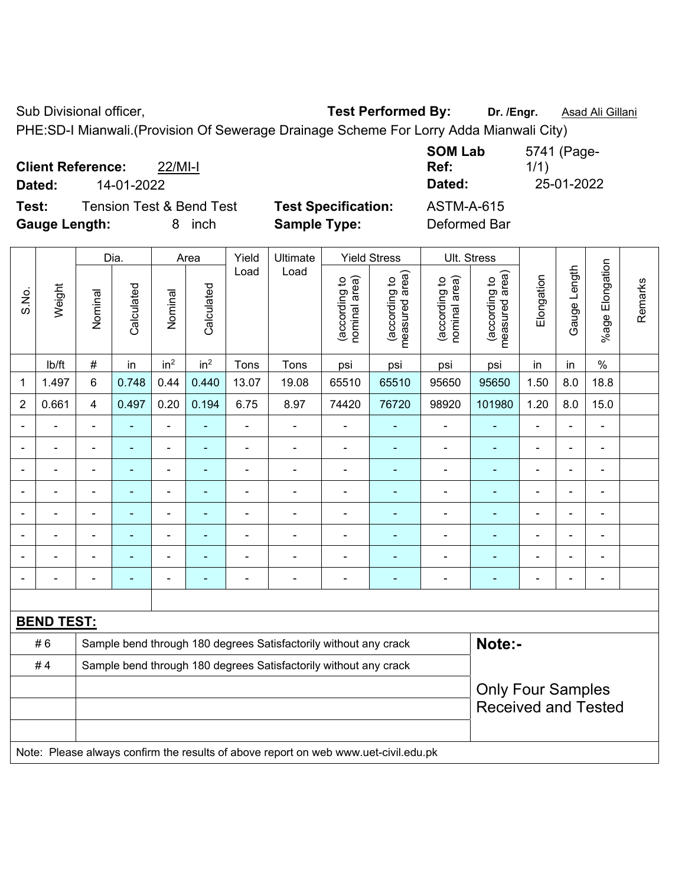Sub Divisional officer, **Test Performed By:** **Dr. /Engr.** Asad Ali Gillani

PHE:SD-I Mianwali.(Provision Of Sewerage Drainage Scheme For Lorry Adda Mianwali City)

**Client Reference:** 22/MI-I **SOM Lab Ref:** 5741 (Page-1/1)

**Dated:** 14-01-2022 **Dated:** 25-01-2022

**Test:** Tension Test & Bend Test **Test Specification:** ASTM-A-615

**Gauge Length:** 8 inch **Sample Type:** Deformed Bar

| S.No. | Weight | Dia. | | Area | | Yield Load | Ultimate Load | Yield Stress | | Ult. Stress | | Elongation | Gauge Length | %age Elongation | Remarks |
|---|---|---|---|---|---|---|---|---|---|---|---|---|---|---|---|
| | | Nominal | Calculated | Nominal | Calculated | | | (according to nominal area) | (according to measured area) | (according to nominal area) | (according to measured area) | | | | |
| | lb/ft | # | in | $in^2$ | $in^2$ | Tons | Tons | psi | psi | psi | psi | in | in | % | |
| 1 | 1.497 | 6 | 0.748 | 0.44 | 0.440 | 13.07 | 19.08 | 65510 | 65510 | 95650 | 95650 | 1.50 | 8.0 | 18.8 | |
| 2 | 0.661 | 4 | 0.497 | 0.20 | 0.194 | 6.75 | 8.97 | 74420 | 76720 | 98920 | 101980 | 1.20 | 8.0 | 15.0 | |
| - | - | - | - | - | - | - | - | - | - | - | - | - | - | - | |
| - | - | - | - | - | - | - | - | - | - | - | - | - | - | - | |
| - | - | - | - | - | - | - | - | - | - | - | - | - | - | - | |
| - | - | - | - | - | - | - | - | - | - | - | - | - | - | - | |
| - | - | - | - | - | - | - | - | - | - | - | - | - | - | - | |
| - | - | - | - | - | - | - | - | - | - | - | - | - | - | - | |
| - | - | - | - | - | - | - | - | - | - | - | - | - | - | - | |
| - | - | - | - | - | - | - | - | - | - | - | - | - | - | - | |

**BEND TEST:**

| | | |
|---|---|---|
| # 6 | Sample bend through 180 degrees Satisfactorily without any crack | **Note:-** |
| # 4 | Sample bend through 180 degrees Satisfactorily without any crack | Only Four Samples Received and Tested |

Note: Please always confirm the results of above report on web www.uet-civil.edu.pk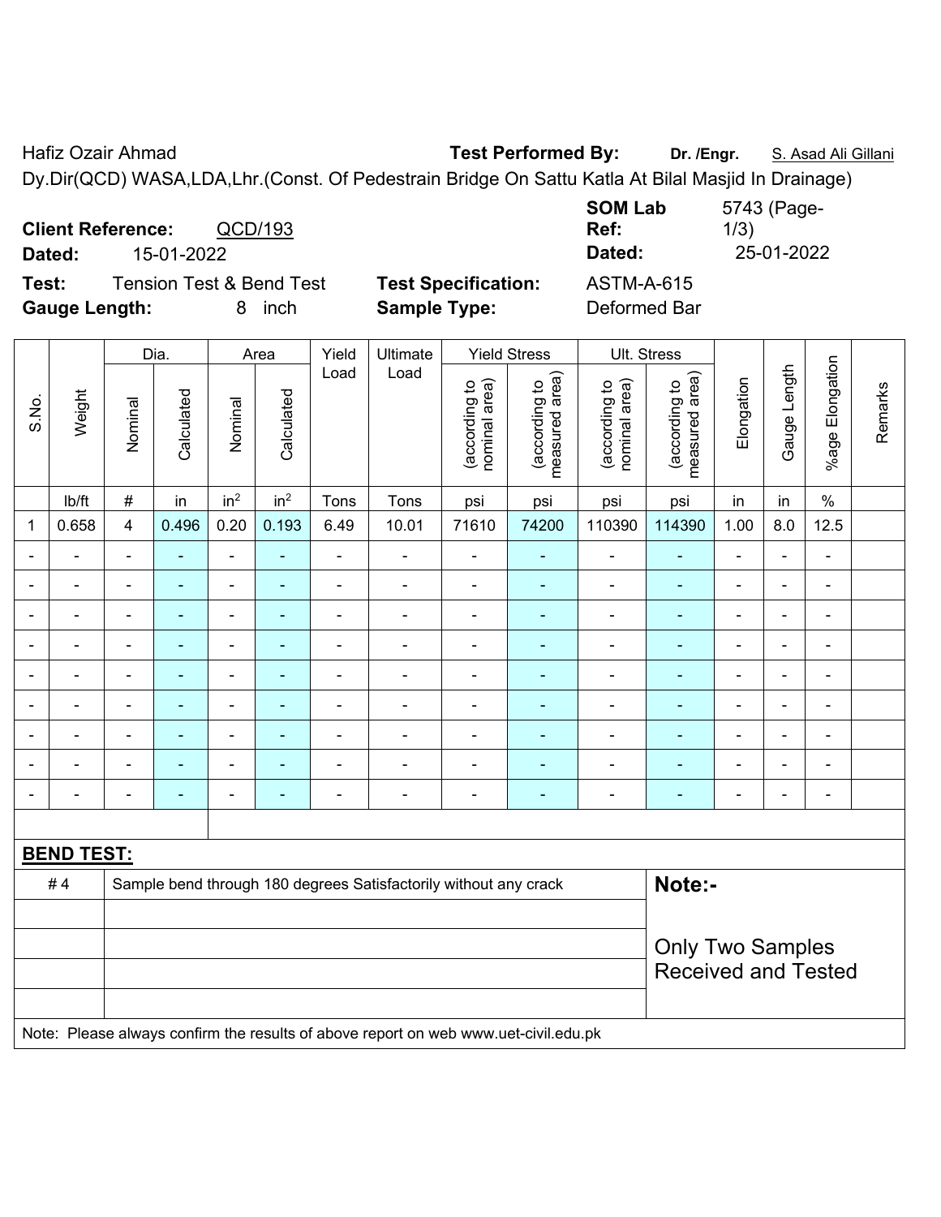Hafiz Ozair Ahmad **Test Performed By:** **Dr. /Engr.** S. Asad Ali Gillani

Dy.Dir(QCD) WASA,LDA,Lhr.(Const. Of Pedestrain Bridge On Sattu Katla At Bilal Masjid In Drainage)

**Client Reference:** QCD/193 **SOM Lab Ref:** 5743 (Page-1/3)

**Dated:** 15-01-2022 **Dated:** 25-01-2022

**Test:** Tension Test & Bend Test **Test Specification:** ASTM-A-615

**Gauge Length:** 8 inch **Sample Type:** Deformed Bar

| S.No. | Weight | Dia. | | Area | | Yield Load | Ultimate Load | Yield Stress | | Ult. Stress | | Elongation | Gauge Length | %age Elongation | Remarks |
|---|---|---|---|---|---|---|---|---|---|---|---|---|---|---|---|
| | | Nominal | Calculated | Nominal | Calculated | | | (according to nominal area) | (according to measured area) | (according to nominal area) | (according to measured area) | | | | |
| | lb/ft | # | in | in$^2$ | in$^2$ | Tons | Tons | psi | psi | psi | psi | in | in | % | |
| 1 | 0.658 | 4 | 0.496 | 0.20 | 0.193 | 6.49 | 10.01 | 71610 | 74200 | 110390 | 114390 | 1.00 | 8.0 | 12.5 | |
| - | - | - | - | - | - | - | - | - | - | - | - | - | - | - | |
| - | - | - | - | - | - | - | - | - | - | - | - | - | - | - | |
| - | - | - | - | - | - | - | - | - | - | - | - | - | - | - | |
| - | - | - | - | - | - | - | - | - | - | - | - | - | - | - | |
| - | - | - | - | - | - | - | - | - | - | - | - | - | - | - | |
| - | - | - | - | - | - | - | - | - | - | - | - | - | - | - | |
| - | - | - | - | - | - | - | - | - | - | - | - | - | - | - | |
| - | - | - | - | - | - | - | - | - | - | - | - | - | - | - | |
| - | - | - | - | - | - | - | - | - | - | - | - | - | - | - | |

**BEND TEST:**

| | | |
|---|---|---|
| # 4 | Sample bend through 180 degrees Satisfactorily without any crack | **Note:-** |
| | | Only Two Samples Received and Tested |

Note: Please always confirm the results of above report on web www.uet-civil.edu.pk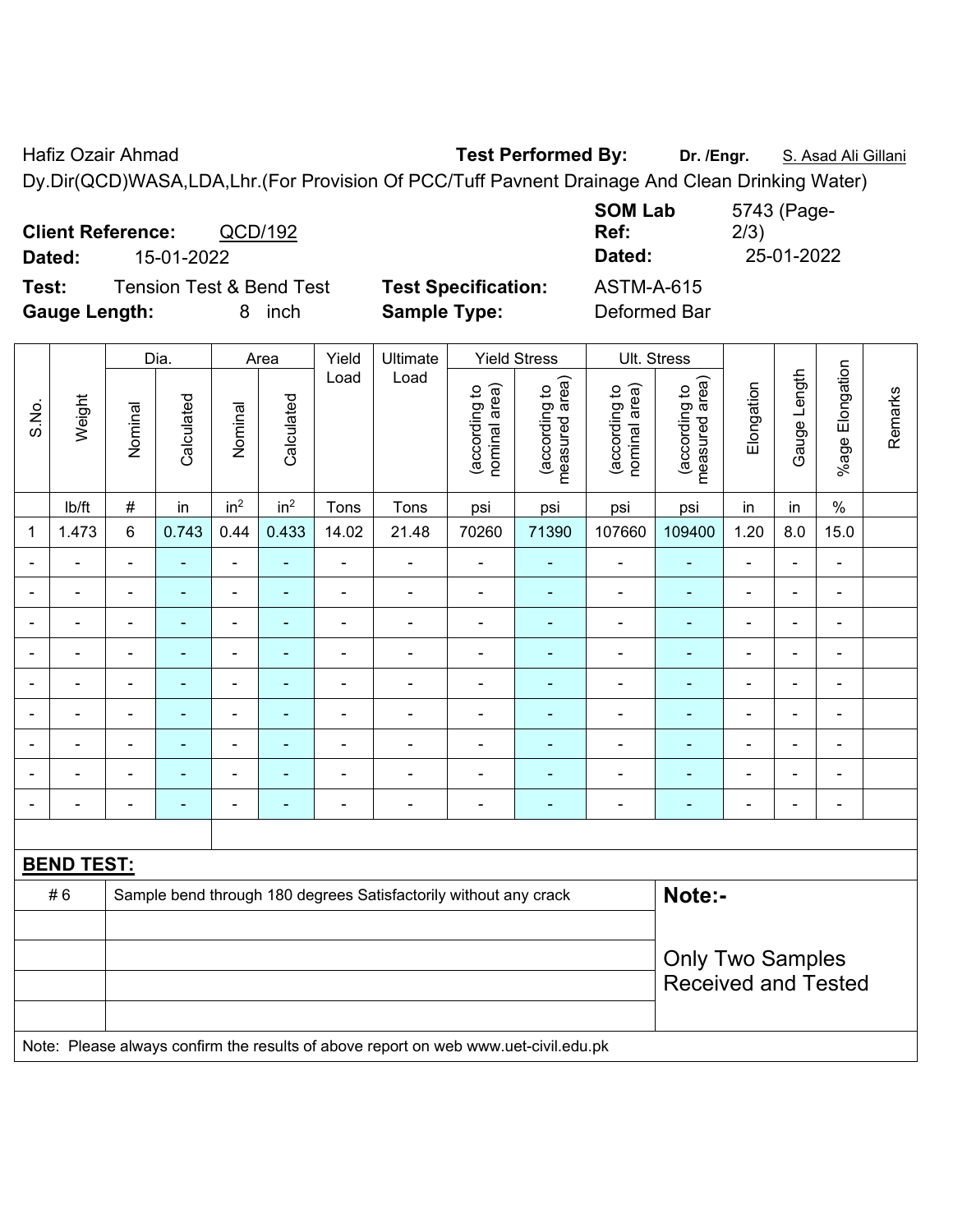Hafiz Ozair Ahmad **Test Performed By:** **Dr. /Engr.** S. Asad Ali Gillani

Dy.Dir(QCD)WASA,LDA,Lhr.(For Provision Of PCC/Tuff Pavnent Drainage And Clean Drinking Water)

**Client Reference:** QCD/192 **SOM Lab Ref:** 5743 (Page-2/3)

**Dated:** 15-01-2022 **Dated:** 25-01-2022

**Test:** Tension Test & Bend Test **Test Specification:** ASTM-A-615

**Gauge Length:** 8 inch **Sample Type:** Deformed Bar

| S.No. | Weight | Dia. | | Area | | Yield Load | Ultimate Load | Yield Stress | | Ult. Stress | | Elongation | Gauge Length | %age Elongation | Remarks |
|---|---|---|---|---|---|---|---|---|---|---|---|---|---|---|---|
| | | Nominal | Calculated | Nominal | Calculated | | | (according to nominal area) | (according to measured area) | (according to nominal area) | (according to measured area) | | | | |
| | lb/ft | # | in | $in^2$ | $in^2$ | Tons | Tons | psi | psi | psi | psi | in | in | % | |
| 1 | 1.473 | 6 | 0.743 | 0.44 | 0.433 | 14.02 | 21.48 | 70260 | 71390 | 107660 | 109400 | 1.20 | 8.0 | 15.0 | |
| - | - | - | - | - | - | - | - | - | - | - | - | - | - | - | |
| - | - | - | - | - | - | - | - | - | - | - | - | - | - | - | |
| - | - | - | - | - | - | - | - | - | - | - | - | - | - | - | |
| - | - | - | - | - | - | - | - | - | - | - | - | - | - | - | |
| - | - | - | - | - | - | - | - | - | - | - | - | - | - | - | |
| - | - | - | - | - | - | - | - | - | - | - | - | - | - | - | |
| - | - | - | - | - | - | - | - | - | - | - | - | - | - | - | |
| - | - | - | - | - | - | - | - | - | - | - | - | - | - | - | |
| - | - | - | - | - | - | - | - | - | - | - | - | - | - | - | |

**BEND TEST:**

| | | |
|---|---|---|
| # 6 | Sample bend through 180 degrees Satisfactorily without any crack | **Note:-** Only Two Samples Received and Tested |

Note: Please always confirm the results of above report on web www.uet-civil.edu.pk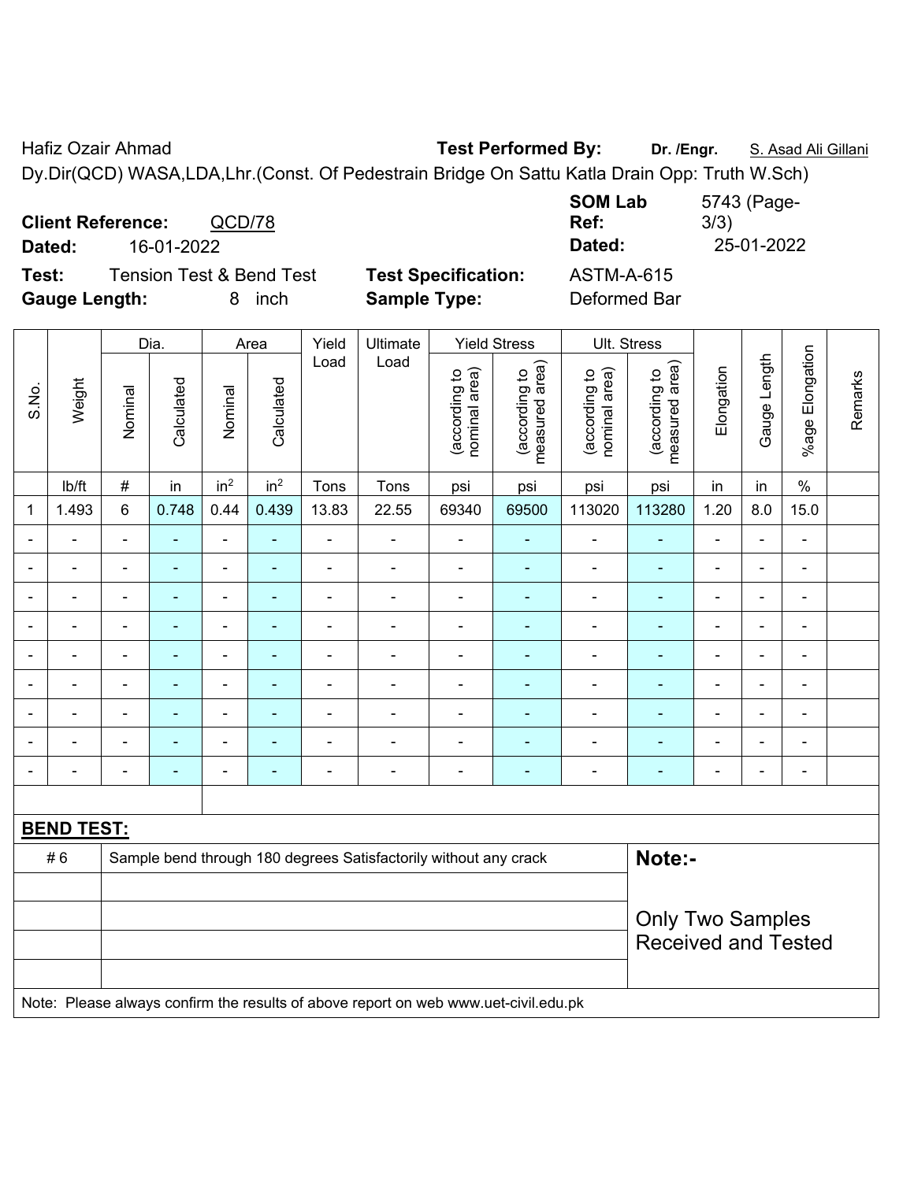Hafiz Ozair Ahmad **Test Performed By:** **Dr. /Engr.** S. Asad Ali Gillani

Dy.Dir(QCD) WASA,LDA,Lhr.(Const. Of Pedestrain Bridge On Sattu Katla Drain Opp: Truth W.Sch)

**Client Reference:** QCD/78 **SOM Lab Ref:** 5743 (Page-3/3)

**Dated:** 16-01-2022 **Dated:** 25-01-2022

**Test:** Tension Test & Bend Test **Test Specification:** ASTM-A-615

**Gauge Length:** 8 inch **Sample Type:** Deformed Bar

| S.No. | Weight | Dia. | | Area | | Yield Load | Ultimate Load | Yield Stress | | Ult. Stress | | Elongation | Gauge Length | %age Elongation | Remarks |
|---|---|---|---|---|---|---|---|---|---|---|---|---|---|---|---|
| | | Nominal | Calculated | Nominal | Calculated | | | (according to nominal area) | (according to measured area) | (according to nominal area) | (according to measured area) | | | | |
| | lb/ft | # | in | $in^2$ | $in^2$ | Tons | Tons | psi | psi | psi | psi | in | in | % | |
| 1 | 1.493 | 6 | 0.748 | 0.44 | 0.439 | 13.83 | 22.55 | 69340 | 69500 | 113020 | 113280 | 1.20 | 8.0 | 15.0 | |
| - | - | - | - | - | - | - | - | - | - | - | - | - | - | - | |
| - | - | - | - | - | - | - | - | - | - | - | - | - | - | - | |
| - | - | - | - | - | - | - | - | - | - | - | - | - | - | - | |
| - | - | - | - | - | - | - | - | - | - | - | - | - | - | - | |
| - | - | - | - | - | - | - | - | - | - | - | - | - | - | - | |
| - | - | - | - | - | - | - | - | - | - | - | - | - | - | - | |
| - | - | - | - | - | - | - | - | - | - | - | - | - | - | - | |
| - | - | - | - | - | - | - | - | - | - | - | - | - | - | - | |
| - | - | - | - | - | - | - | - | - | - | - | - | - | - | - | |

**BEND TEST:**

| | | |
|---|---|---|
| # 6 | Sample bend through 180 degrees Satisfactorily without any crack | **Note:-** |
| | | Only Two Samples Received and Tested |

Note: Please always confirm the results of above report on web www.uet-civil.edu.pk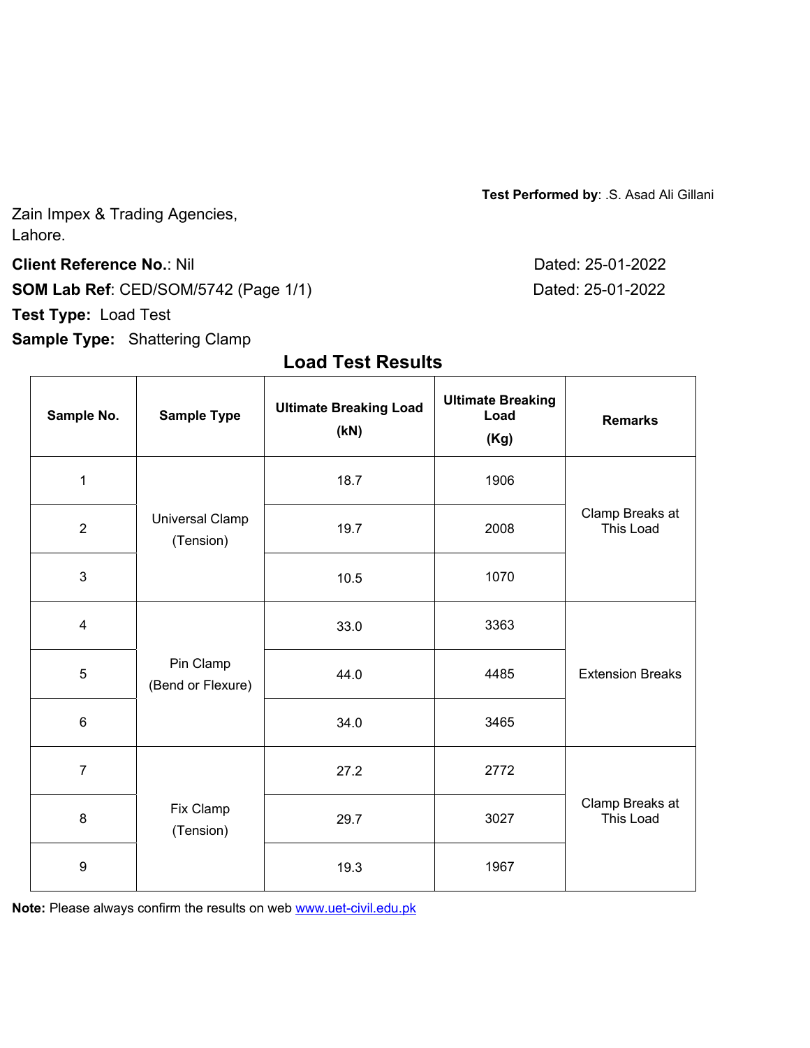**Test Performed by**: .S. Asad Ali Gillani

Zain Impex & Trading Agencies,
Lahore.

**Client Reference No.**: Nil Dated: 25-01-2022

**SOM Lab Ref**: CED/SOM/5742 (Page 1/1) Dated: 25-01-2022

**Test Type:** Load Test

**Sample Type:** Shattering Clamp

## Load Test Results

| Sample No. | Sample Type | Ultimate Breaking Load (kN) | Ultimate Breaking Load (Kg) | Remarks |
|---|---|---|---|---|
| 1 | Universal Clamp (Tension) | 18.7 | 1906 | Clamp Breaks at This Load |
| 2 | | 19.7 | 2008 | |
| 3 | | 10.5 | 1070 | |
| 4 | Pin Clamp (Bend or Flexure) | 33.0 | 3363 | Extension Breaks |
| 5 | | 44.0 | 4485 | |
| 6 | | 34.0 | 3465 | |
| 7 | Fix Clamp (Tension) | 27.2 | 2772 | Clamp Breaks at This Load |
| 8 | | 29.7 | 3027 | |
| 9 | | 19.3 | 1967 | |

**Note:** Please always confirm the results on web www.uet-civil.edu.pk